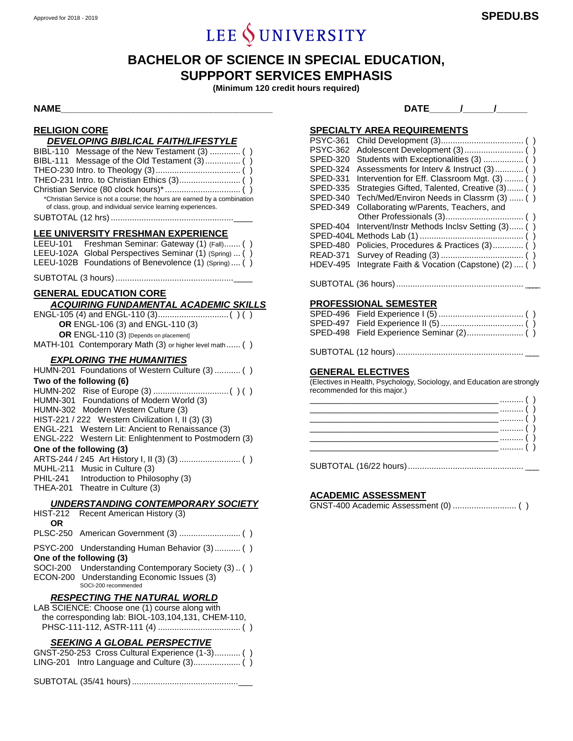Approved for 2018 - 2019

**SPEDU.BS**

LEE UNIVERSITY

# BACHELOR OF SCIENCE IN SPECIAL EDUCATION, SUPPPORT SERVICES EMPHASIS

**(Minimum 120 credit hours required)**

**NAME**\_\_\_\_\_\_\_\_\_\_\_\_\_\_\_\_\_\_\_\_\_\_\_\_\_\_\_\_\_\_\_\_\_\_\_\_\_\_\_\_ **DATE**\_\_\_\_\_/\_\_\_\_\_/\_\_\_\_\_

## RELIGION CORE

### *DEVELOPING BIBLICAL FAITH/LIFESTYLE*

BIBL-110 Message of the New Testament (3) ............. ( )
BIBL-111 Message of the Old Testament (3) ............... ( )
THEO-230 Intro. to Theology (3) .................................... ( )
THEO-231 Intro. to Christian Ethics (3).......................... ( )
Christian Service (80 clock hours)* ................................ ( )

*Christian Service is not a course; the hours are earned by a combination of class, group, and individual service learning experiences.

SUBTOTAL (12 hrs) ....................................................\_\_\_\_

## LEE UNIVERSITY FRESHMAN EXPERIENCE

LEEU-101 Freshman Seminar: Gateway (1) (Fall)....... ( )
LEEU-102A Global Perspectives Seminar (1) (Spring) ... ( )
LEEU-102B Foundations of Benevolence (1) (Spring) .... ( )

SUBTOTAL (3 hours) ..................................................\_\_\_\_

## GENERAL EDUCATION CORE

### *ACQUIRING FUNDAMENTAL ACADEMIC SKILLS*

ENGL-105 (4) and ENGL-110 (3).............................. ( ) ( )
**OR** ENGL-106 (3) and ENGL-110 (3)
**OR** ENGL-110 (3) [Depends on placement]
MATH-101 Contemporary Math (3) or higher level math ...... ( )

### *EXPLORING THE HUMANITIES*

HUMN-201 Foundations of Western Culture (3) ........... ( )

**Two of the following (6)**

HUMN-202 Rise of Europe (3) ................................ ( ) ( )
HUMN-301 Foundations of Modern World (3)
HUMN-302 Modern Western Culture (3)
HIST-221 / 222 Western Civilization I, II (3) (3)
ENGL-221 Western Lit: Ancient to Renaissance (3)
ENGL-222 Western Lit: Enlightenment to Postmodern (3)

**One of the following (3)**

ARTS-244 / 245 Art History I, II (3) (3) .......................... ( )
MUHL-211 Music in Culture (3)
PHIL-241 Introduction to Philosophy (3)
THEA-201 Theatre in Culture (3)

### *UNDERSTANDING CONTEMPORARY SOCIETY*

HIST-212 Recent American History (3)
**OR**
PLSC-250 American Government (3) .......................... ( )

PSYC-200 Understanding Human Behavior (3)........... ( )

**One of the following (3)**

SOCI-200 Understanding Contemporary Society (3) .. ( )
ECON-200 Understanding Economic Issues (3)
SOCI-200 recommended

### *RESPECTING THE NATURAL WORLD*

LAB SCIENCE: Choose one (1) course along with the corresponding lab: BIOL-103,104,131, CHEM-110, PHSC-111-112, ASTR-111 (4) ................................... ( )

### *SEEKING A GLOBAL PERSPECTIVE*

GNST-250-253 Cross Cultural Experience (1-3)........... ( )
LING-201 Intro Language and Culture (3).................... ( )

SUBTOTAL (35/41 hours) .............................................\_\_\_

## SPECIALTY AREA REQUIREMENTS

PSYC-361 Child Development (3)................................... ( )
PSYC-362 Adolescent Development (3)......................... ( )
SPED-320 Students with Exceptionalities (3) ................. ( )
SPED-324 Assessments for Interv & Instruct (3) ............ ( )
SPED-331 Intervention for Eff. Classroom Mgt. (3) ........ ( )
SPED-335 Strategies Gifted, Talented, Creative (3)....... ( )
SPED-340 Tech/Med/Environ Needs in Classrm (3) ...... ( )
SPED-349 Collaborating w/Parents, Teachers, and Other Professionals (3)................................. ( )
SPED-404 Intervent/Instr Methods Inclsv Setting (3)...... ( )
SPED-404L Methods Lab (1) ........................................... ( )
SPED-480 Policies, Procedures & Practices (3)............. ( )
READ-371 Survey of Reading (3) .................................. ( )
HDEV-495 Integrate Faith & Vocation (Capstone) (2) .... ( )

SUBTOTAL (36 hours) ...................................................... \_\_\_

## PROFESSIONAL SEMESTER

SPED-496 Field Experience I (5) .................................... ( )
SPED-497 Field Experience II (5) ................................... ( )
SPED-498 Field Experience Seminar (2)........................ ( )

SUBTOTAL (12 hours) ...................................................... \_\_\_

## GENERAL ELECTIVES

(Electives in Health, Psychology, Sociology, and Education are strongly recommended for this major.)

\_\_\_\_\_\_\_\_\_\_\_\_\_\_\_\_\_\_\_\_\_\_\_\_\_\_\_\_\_\_\_\_\_\_\_\_\_\_\_\_ .......... ( )
\_\_\_\_\_\_\_\_\_\_\_\_\_\_\_\_\_\_\_\_\_\_\_\_\_\_\_\_\_\_\_\_\_\_\_\_\_\_\_\_ .......... ( )
\_\_\_\_\_\_\_\_\_\_\_\_\_\_\_\_\_\_\_\_\_\_\_\_\_\_\_\_\_\_\_\_\_\_\_\_\_\_\_\_ .......... ( )
\_\_\_\_\_\_\_\_\_\_\_\_\_\_\_\_\_\_\_\_\_\_\_\_\_\_\_\_\_\_\_\_\_\_\_\_\_\_\_\_ .......... ( )
\_\_\_\_\_\_\_\_\_\_\_\_\_\_\_\_\_\_\_\_\_\_\_\_\_\_\_\_\_\_\_\_\_\_\_\_\_\_\_\_ .......... ( )
\_\_\_\_\_\_\_\_\_\_\_\_\_\_\_\_\_\_\_\_\_\_\_\_\_\_\_\_\_\_\_\_\_\_\_\_\_\_\_\_ .......... ( )

SUBTOTAL (16/22 hours)................................................. \_\_\_

## ACADEMIC ASSESSMENT

GNST-400 Academic Assessment (0) ........................... ( )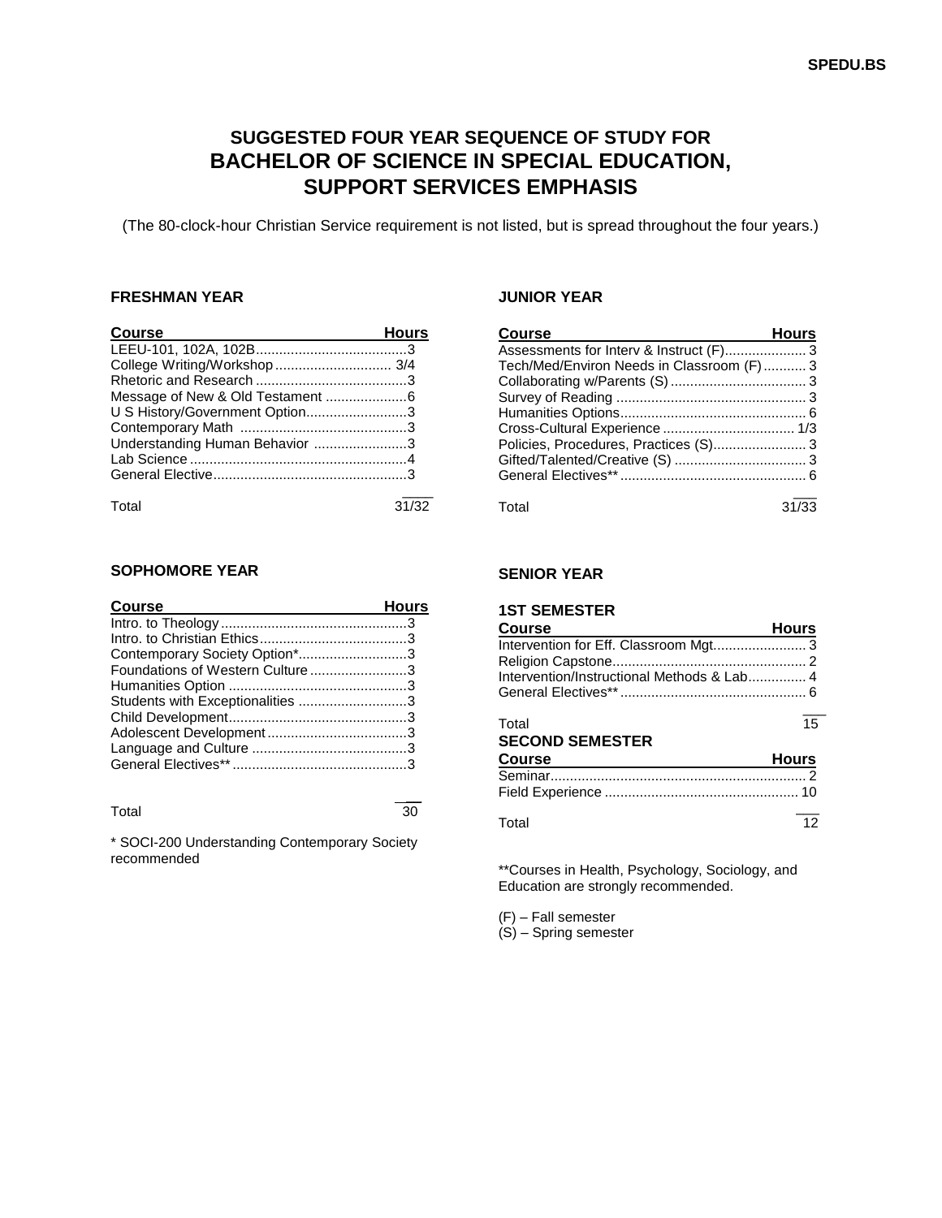# SUGGESTED FOUR YEAR SEQUENCE OF STUDY FOR BACHELOR OF SCIENCE IN SPECIAL EDUCATION, SUPPORT SERVICES EMPHASIS

(The 80-clock-hour Christian Service requirement is not listed, but is spread throughout the four years.)

### FRESHMAN YEAR

| Course | Hours |
|---|---|
| LEEU-101, 102A, 102B | 3 |
| College Writing/Workshop | 3/4 |
| Rhetoric and Research | 3 |
| Message of New & Old Testament | 6 |
| U S History/Government Option | 3 |
| Contemporary Math | 3 |
| Understanding Human Behavior | 3 |
| Lab Science | 4 |
| General Elective | 3 |
| Total | 31/32 |

### SOPHOMORE YEAR

| Course | Hours |
|---|---|
| Intro. to Theology | 3 |
| Intro. to Christian Ethics | 3 |
| Contemporary Society Option* | 3 |
| Foundations of Western Culture | 3 |
| Humanities Option | 3 |
| Students with Exceptionalities | 3 |
| Child Development | 3 |
| Adolescent Development | 3 |
| Language and Culture | 3 |
| General Electives** | 3 |
| Total | 30 |

* SOCI-200 Understanding Contemporary Society recommended

### JUNIOR YEAR

| Course | Hours |
|---|---|
| Assessments for Interv & Instruct (F) | 3 |
| Tech/Med/Environ Needs in Classroom (F) | 3 |
| Collaborating w/Parents (S) | 3 |
| Survey of Reading | 3 |
| Humanities Options | 6 |
| Cross-Cultural Experience | 1/3 |
| Policies, Procedures, Practices (S) | 3 |
| Gifted/Talented/Creative (S) | 3 |
| General Electives** | 6 |
| Total | 31/33 |

### SENIOR YEAR

**1ST SEMESTER**

| Course | Hours |
|---|---|
| Intervention for Eff. Classroom Mgt. | 3 |
| Religion Capstone | 2 |
| Intervention/Instructional Methods & Lab | 4 |
| General Electives** | 6 |
| Total | 15 |

**SECOND SEMESTER**

| Course | Hours |
|---|---|
| Seminar | 2 |
| Field Experience | 10 |
| Total | 12 |

**Courses in Health, Psychology, Sociology, and Education are strongly recommended.

(F) – Fall semester
(S) – Spring semester